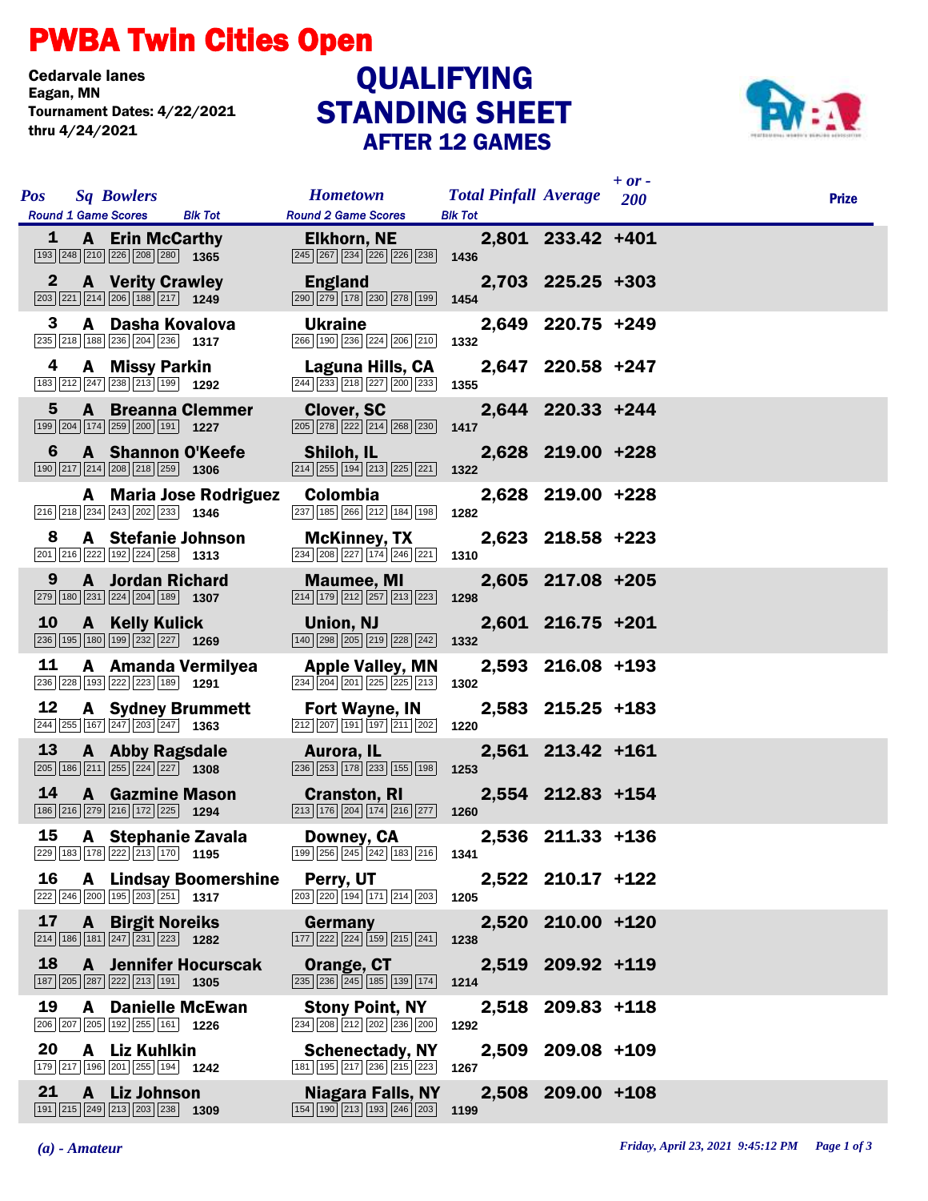# PWBA Twin Cities Open

Cedarvale lanes
Eagan, MN
Tournament Dates: 4/22/2021
thru 4/24/2021

## QUALIFYING STANDING SHEET
### AFTER 12 GAMES

| Pos | Sq | Bowlers | Round 1 Game Scores | Blk Tot | Hometown | Round 2 Game Scores | Blk Tot | Total Pinfall | Average | + or - 200 | Prize |
|---|---|---|---|---|---|---|---|---|---|---|---|
| 1 | A | Erin McCarthy | 193 248 210 226 208 280 | 1365 | Elkhorn, NE | 245 267 234 226 226 238 | 1436 | 2,801 | 233.42 | +401 | |
| 2 | A | Verity Crawley | 203 221 214 206 188 217 | 1249 | England | 290 279 178 230 278 199 | 1454 | 2,703 | 225.25 | +303 | |
| 3 | A | Dasha Kovalova | 235 218 188 236 204 236 | 1317 | Ukraine | 266 190 236 224 206 210 | 1332 | 2,649 | 220.75 | +249 | |
| 4 | A | Missy Parkin | 183 212 247 238 213 199 | 1292 | Laguna Hills, CA | 244 233 218 227 200 233 | 1355 | 2,647 | 220.58 | +247 | |
| 5 | A | Breanna Clemmer | 199 204 174 259 200 191 | 1227 | Clover, SC | 205 278 222 214 268 230 | 1417 | 2,644 | 220.33 | +244 | |
| 6 | A | Shannon O'Keefe | 190 217 214 208 218 259 | 1306 | Shiloh, IL | 214 255 194 213 225 221 | 1322 | 2,628 | 219.00 | +228 | |
| | A | Maria Jose Rodriguez | 216 218 234 243 202 233 | 1346 | Colombia | 237 185 266 212 184 198 | 1282 | 2,628 | 219.00 | +228 | |
| 8 | A | Stefanie Johnson | 201 216 222 192 224 258 | 1313 | McKinney, TX | 234 208 227 174 246 221 | 1310 | 2,623 | 218.58 | +223 | |
| 9 | A | Jordan Richard | 279 180 231 224 204 189 | 1307 | Maumee, MI | 214 179 212 257 213 223 | 1298 | 2,605 | 217.08 | +205 | |
| 10 | A | Kelly Kulick | 236 195 180 199 232 227 | 1269 | Union, NJ | 140 298 205 219 228 242 | 1332 | 2,601 | 216.75 | +201 | |
| 11 | A | Amanda Vermilyea | 236 228 193 222 223 189 | 1291 | Apple Valley, MN | 234 204 201 225 225 213 | 1302 | 2,593 | 216.08 | +193 | |
| 12 | A | Sydney Brummett | 244 255 167 247 203 247 | 1363 | Fort Wayne, IN | 212 207 191 197 211 202 | 1220 | 2,583 | 215.25 | +183 | |
| 13 | A | Abby Ragsdale | 205 186 211 255 224 227 | 1308 | Aurora, IL | 236 253 178 233 155 198 | 1253 | 2,561 | 213.42 | +161 | |
| 14 | A | Gazmine Mason | 186 216 279 216 172 225 | 1294 | Cranston, RI | 213 176 204 174 216 277 | 1260 | 2,554 | 212.83 | +154 | |
| 15 | A | Stephanie Zavala | 229 183 178 222 213 170 | 1195 | Downey, CA | 199 256 245 242 183 216 | 1341 | 2,536 | 211.33 | +136 | |
| 16 | A | Lindsay Boomershine | 222 246 200 195 203 251 | 1317 | Perry, UT | 203 220 194 171 214 203 | 1205 | 2,522 | 210.17 | +122 | |
| 17 | A | Birgit Noreiks | 214 186 181 247 231 223 | 1282 | Germany | 177 222 224 159 215 241 | 1238 | 2,520 | 210.00 | +120 | |
| 18 | A | Jennifer Hocurscak | 187 205 287 222 213 191 | 1305 | Orange, CT | 235 236 245 185 139 174 | 1214 | 2,519 | 209.92 | +119 | |
| 19 | A | Danielle McEwan | 206 207 205 192 255 161 | 1226 | Stony Point, NY | 234 208 212 202 236 200 | 1292 | 2,518 | 209.83 | +118 | |
| 20 | A | Liz Kuhlkin | 179 217 196 201 255 194 | 1242 | Schenectady, NY | 181 195 217 236 215 223 | 1267 | 2,509 | 209.08 | +109 | |
| 21 | A | Liz Johnson | 191 215 249 213 203 238 | 1309 | Niagara Falls, NY | 154 190 213 193 246 203 | 1199 | 2,508 | 209.00 | +108 | |

*(a) - Amateur*

*Friday, April 23, 2021 9:45:12 PM*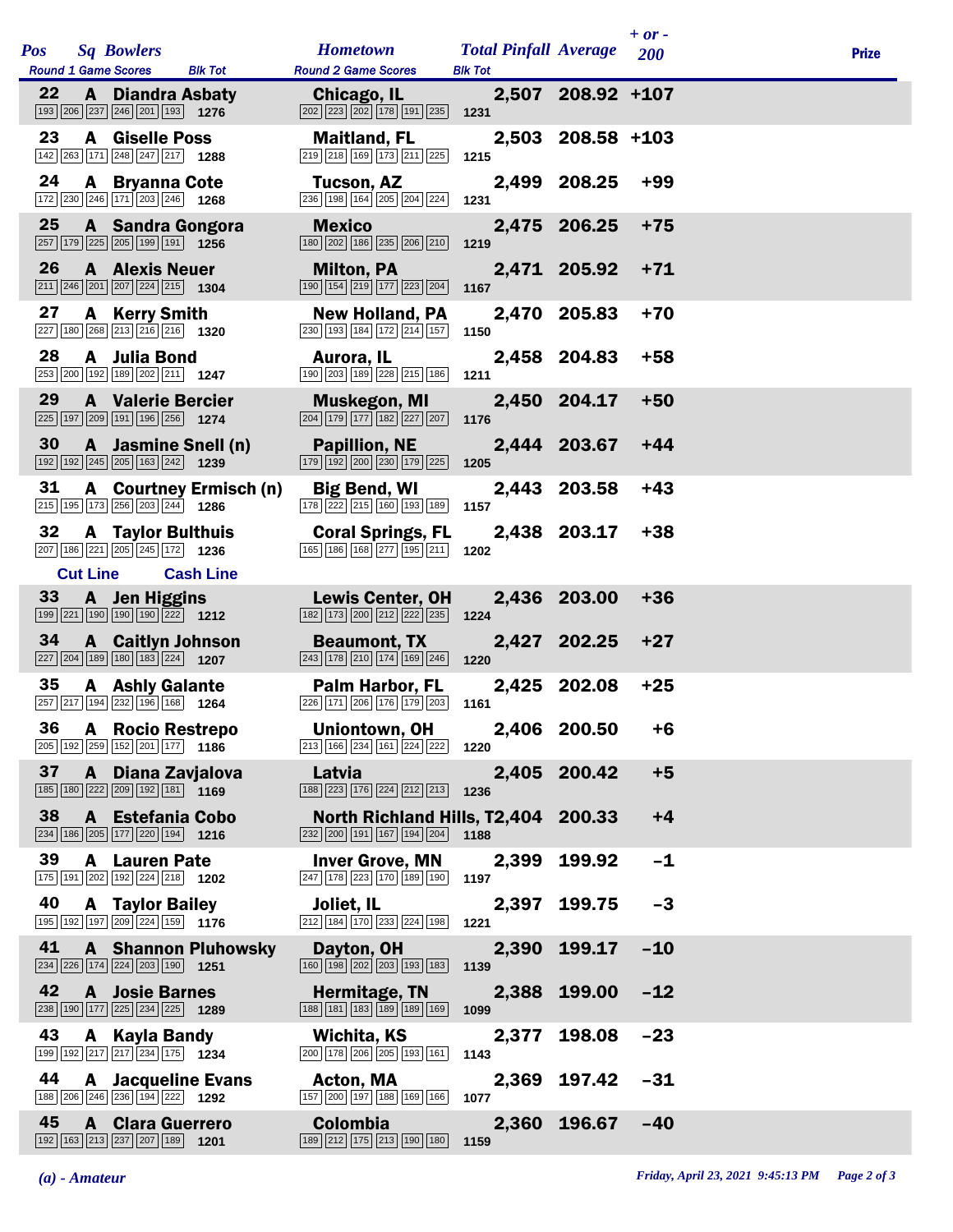| Pos | Sq | Bowlers | Round 1 Game Scores | Blk Tot | Hometown | Round 2 Game Scores | Blk Tot | Total Pinfall | Average | + or - 200 | Prize |
|---|---|---|---|---|---|---|---|---|---|---|---|
| 22 | A | Diandra Asbaty | 193 206 237 246 201 193 | 1276 | Chicago, IL | 202 223 202 178 191 235 | 1231 | 2,507 | 208.92 | +107 | |
| 23 | A | Giselle Poss | 142 263 171 248 247 217 | 1288 | Maitland, FL | 219 218 169 173 211 225 | 1215 | 2,503 | 208.58 | +103 | |
| 24 | A | Bryanna Cote | 172 230 246 171 203 246 | 1268 | Tucson, AZ | 236 198 164 205 204 224 | 1231 | 2,499 | 208.25 | +99 | |
| 25 | A | Sandra Gongora | 257 179 225 205 199 191 | 1256 | Mexico | 180 202 186 235 206 210 | 1219 | 2,475 | 206.25 | +75 | |
| 26 | A | Alexis Neuer | 211 246 201 207 224 215 | 1304 | Milton, PA | 190 154 219 177 223 204 | 1167 | 2,471 | 205.92 | +71 | |
| 27 | A | Kerry Smith | 227 180 268 213 216 216 | 1320 | New Holland, PA | 230 193 184 172 214 157 | 1150 | 2,470 | 205.83 | +70 | |
| 28 | A | Julia Bond | 253 200 192 189 202 211 | 1247 | Aurora, IL | 190 203 189 228 215 186 | 1211 | 2,458 | 204.83 | +58 | |
| 29 | A | Valerie Bercier | 225 197 209 191 196 256 | 1274 | Muskegon, MI | 204 179 177 182 227 207 | 1176 | 2,450 | 204.17 | +50 | |
| 30 | A | Jasmine Snell (n) | 192 192 245 205 163 242 | 1239 | Papillion, NE | 179 192 200 230 179 225 | 1205 | 2,444 | 203.67 | +44 | |
| 31 | A | Courtney Ermisch (n) | 215 195 173 256 203 244 | 1286 | Big Bend, WI | 178 222 215 160 193 189 | 1157 | 2,443 | 203.58 | +43 | |
| 32 | A | Taylor Bulthuis | 207 186 221 205 245 172 | 1236 | Coral Springs, FL | 165 186 168 277 195 211 | 1202 | 2,438 | 203.17 | +38 | |
| Cut Line | | Cash Line | | | | | | | | | |
| 33 | A | Jen Higgins | 199 221 190 190 190 222 | 1212 | Lewis Center, OH | 182 173 200 212 222 235 | 1224 | 2,436 | 203.00 | +36 | |
| 34 | A | Caitlyn Johnson | 227 204 189 180 183 224 | 1207 | Beaumont, TX | 243 178 210 174 169 246 | 1220 | 2,427 | 202.25 | +27 | |
| 35 | A | Ashly Galante | 257 217 194 232 196 168 | 1264 | Palm Harbor, FL | 226 171 206 176 179 203 | 1161 | 2,425 | 202.08 | +25 | |
| 36 | A | Rocio Restrepo | 205 192 259 152 201 177 | 1186 | Uniontown, OH | 213 166 234 161 224 222 | 1220 | 2,406 | 200.50 | +6 | |
| 37 | A | Diana Zavjalova | 185 180 222 209 192 181 | 1169 | Latvia | 188 223 176 224 212 213 | 1236 | 2,405 | 200.42 | +5 | |
| 38 | A | Estefania Cobo | 234 186 205 177 220 194 | 1216 | North Richland Hills, T | 232 200 191 167 194 204 | 1188 | 2,404 | 200.33 | +4 | |
| 39 | A | Lauren Pate | 175 191 202 192 224 218 | 1202 | Inver Grove, MN | 247 178 223 170 189 190 | 1197 | 2,399 | 199.92 | -1 | |
| 40 | A | Taylor Bailey | 195 192 197 209 224 159 | 1176 | Joliet, IL | 212 184 170 233 224 198 | 1221 | 2,397 | 199.75 | -3 | |
| 41 | A | Shannon Pluhowsky | 234 226 174 224 203 190 | 1251 | Dayton, OH | 160 198 202 203 193 183 | 1139 | 2,390 | 199.17 | -10 | |
| 42 | A | Josie Barnes | 238 190 177 225 234 225 | 1289 | Hermitage, TN | 188 181 183 189 189 169 | 1099 | 2,388 | 199.00 | -12 | |
| 43 | A | Kayla Bandy | 199 192 217 217 234 175 | 1234 | Wichita, KS | 200 178 206 205 193 161 | 1143 | 2,377 | 198.08 | -23 | |
| 44 | A | Jacqueline Evans | 188 206 246 236 194 222 | 1292 | Acton, MA | 157 200 197 188 169 166 | 1077 | 2,369 | 197.42 | -31 | |
| 45 | A | Clara Guerrero | 192 163 213 237 207 189 | 1201 | Colombia | 189 212 175 213 190 180 | 1159 | 2,360 | 196.67 | -40 | |

*(a) - Amateur*

*Friday, April 23, 2021 9:45:13 PM*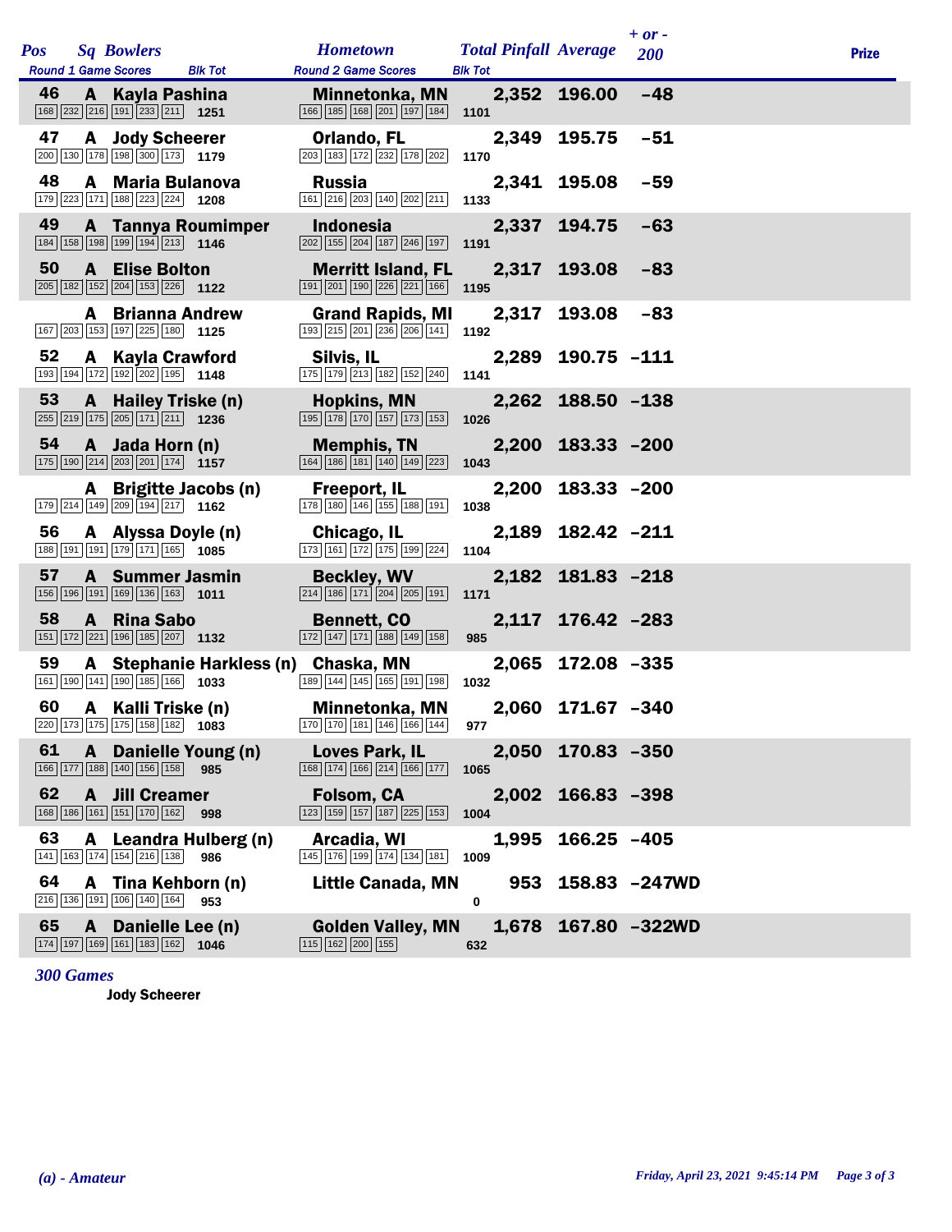| Pos | Sq | Bowlers | Hometown | Total Pinfall | Average | + or - 200 | Prize |
|---|---|---|---|---|---|---|---|
| | | Round 1 Game Scores / Blk Tot | Round 2 Game Scores / Blk Tot | | | | |
| 46 | A | Kayla Pashina | Minnetonka, MN | 2,352 | 196.00 | -48 | |
| | | 168 232 216 191 233 211 — 1251 | 166 185 168 201 197 184 — 1101 | | | | |
| 47 | A | Jody Scheerer | Orlando, FL | 2,349 | 195.75 | -51 | |
| | | 200 130 178 198 300 173 — 1179 | 203 183 172 232 178 202 — 1170 | | | | |
| 48 | A | Maria Bulanova | Russia | 2,341 | 195.08 | -59 | |
| | | 179 223 171 188 223 224 — 1208 | 161 216 203 140 202 211 — 1133 | | | | |
| 49 | A | Tannya Roumimper | Indonesia | 2,337 | 194.75 | -63 | |
| | | 184 158 198 199 194 213 — 1146 | 202 155 204 187 246 197 — 1191 | | | | |
| 50 | A | Elise Bolton | Merritt Island, FL | 2,317 | 193.08 | -83 | |
| | | 205 182 152 204 153 226 — 1122 | 191 201 190 226 221 166 — 1195 | | | | |
| | A | Brianna Andrew | Grand Rapids, MI | 2,317 | 193.08 | -83 | |
| | | 167 203 153 197 225 180 — 1125 | 193 215 201 236 206 141 — 1192 | | | | |
| 52 | A | Kayla Crawford | Silvis, IL | 2,289 | 190.75 | -111 | |
| | | 193 194 172 192 202 195 — 1148 | 175 179 213 182 152 240 — 1141 | | | | |
| 53 | A | Hailey Triske (n) | Hopkins, MN | 2,262 | 188.50 | -138 | |
| | | 255 219 175 205 171 211 — 1236 | 195 178 170 157 173 153 — 1026 | | | | |
| 54 | A | Jada Horn (n) | Memphis, TN | 2,200 | 183.33 | -200 | |
| | | 175 190 214 203 201 174 — 1157 | 164 186 181 140 149 223 — 1043 | | | | |
| | A | Brigitte Jacobs (n) | Freeport, IL | 2,200 | 183.33 | -200 | |
| | | 179 214 149 209 194 217 — 1162 | 178 180 146 155 188 191 — 1038 | | | | |
| 56 | A | Alyssa Doyle (n) | Chicago, IL | 2,189 | 182.42 | -211 | |
| | | 188 191 191 179 171 165 — 1085 | 173 161 172 175 199 224 — 1104 | | | | |
| 57 | A | Summer Jasmin | Beckley, WV | 2,182 | 181.83 | -218 | |
| | | 156 196 191 169 136 163 — 1011 | 214 186 171 204 205 191 — 1171 | | | | |
| 58 | A | Rina Sabo | Bennett, CO | 2,117 | 176.42 | -283 | |
| | | 151 172 221 196 185 207 — 1132 | 172 147 171 188 149 158 — 985 | | | | |
| 59 | A | Stephanie Harkless (n) | Chaska, MN | 2,065 | 172.08 | -335 | |
| | | 161 190 141 190 185 166 — 1033 | 189 144 145 165 191 198 — 1032 | | | | |
| 60 | A | Kalli Triske (n) | Minnetonka, MN | 2,060 | 171.67 | -340 | |
| | | 220 173 175 175 158 182 — 1083 | 170 170 181 146 166 144 — 977 | | | | |
| 61 | A | Danielle Young (n) | Loves Park, IL | 2,050 | 170.83 | -350 | |
| | | 166 177 188 140 156 158 — 985 | 168 174 166 214 166 177 — 1065 | | | | |
| 62 | A | Jill Creamer | Folsom, CA | 2,002 | 166.83 | -398 | |
| | | 168 186 161 151 170 162 — 998 | 123 159 157 187 225 153 — 1004 | | | | |
| 63 | A | Leandra Hulberg (n) | Arcadia, WI | 1,995 | 166.25 | -405 | |
| | | 141 163 174 154 216 138 — 986 | 145 176 199 174 134 181 — 1009 | | | | |
| 64 | A | Tina Kehborn (n) | Little Canada, MN | 953 | 158.83 | -247WD | |
| | | 216 136 191 106 140 164 — 953 | 0 | | | | |
| 65 | A | Danielle Lee (n) | Golden Valley, MN | 1,678 | 167.80 | -322WD | |
| | | 174 197 169 161 183 162 — 1046 | 115 162 200 155 — 632 | | | | |

*300 Games*

**Jody Scheerer**

*(a) - Amateur*

*Friday, April 23, 2021 9:45:14 PM*